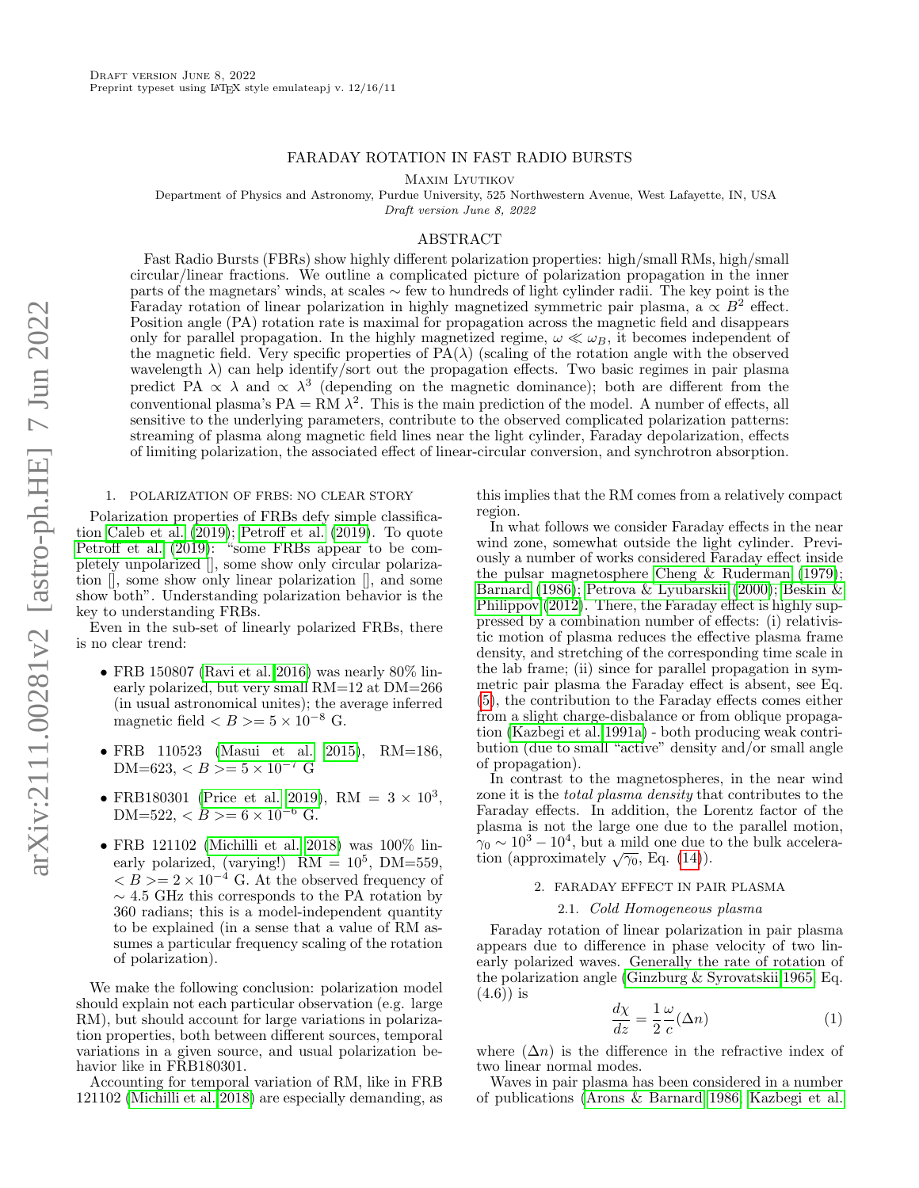# FARADAY ROTATION IN FAST RADIO BURSTS

Maxim Lyutikov

Department of Physics and Astronomy, Purdue University, 525 Northwestern Avenue, West Lafayette, IN, USA

*Draft version June 8, 2022*

## ABSTRACT

Fast Radio Bursts (FBRs) show highly different polarization properties: high/small RMs, high/small circular/linear fractions. We outline a complicated picture of polarization propagation in the inner parts of the magnetars' winds, at scales $\sim$ few to hundreds of light cylinder radii. The key point is the Faraday rotation of linear polarization in highly magnetized symmetric pair plasma, a $\propto B^2$ effect. Position angle (PA) rotation rate is maximal for propagation across the magnetic field and disappears only for parallel propagation. In the highly magnetized regime, $\omega \ll \omega_B$, it becomes independent of the magnetic field. Very specific properties of PA($\lambda$) (scaling of the rotation angle with the observed wavelength $\lambda$) can help identify/sort out the propagation effects. Two basic regimes in pair plasma predict PA $\propto \lambda$ and $\propto \lambda^3$ (depending on the magnetic dominance); both are different from the conventional plasma's PA = RM $\lambda^2$. This is the main prediction of the model. A number of effects, all sensitive to the underlying parameters, contribute to the observed complicated polarization patterns: streaming of plasma along magnetic field lines near the light cylinder, Faraday depolarization, effects of limiting polarization, the associated effect of linear-circular conversion, and synchrotron absorption.

## 1. POLARIZATION OF FRBS: NO CLEAR STORY

Polarization properties of FRBs defy simple classification Caleb et al. (2019); Petroff et al. (2019). To quote Petroff et al. (2019): "some FRBs appear to be completely unpolarized [], some show only circular polarization [], some show only linear polarization [], and some show both". Understanding polarization behavior is the key to understanding FRBs.

Even in the sub-set of linearly polarized FRBs, there is no clear trend:

- FRB 150807 (Ravi et al. 2016) was nearly 80% linearly polarized, but very small RM=12 at DM=266 (in usual astronomical unites); the average inferred magnetic field $< B >= 5 \times 10^{-8}$ G.
- FRB 110523 (Masui et al. 2015), RM=186, DM=623, $< B >= 5 \times 10^{-7}$ G
- FRB180301 (Price et al. 2019), RM $= 3 \times 10^3$, DM=522, $< B >= 6 \times 10^{-6}$ G.
- FRB 121102 (Michilli et al. 2018) was 100% linearly polarized, (varying!) RM $= 10^5$, DM=559, $< B >= 2 \times 10^{-4}$ G. At the observed frequency of $\sim 4.5$ GHz this corresponds to the PA rotation by 360 radians; this is a model-independent quantity to be explained (in a sense that a value of RM assumes a particular frequency scaling of the rotation of polarization).

We make the following conclusion: polarization model should explain not each particular observation (e.g. large RM), but should account for large variations in polarization properties, both between different sources, temporal variations in a given source, and usual polarization behavior like in FRB180301.

Accounting for temporal variation of RM, like in FRB 121102 (Michilli et al. 2018) are especially demanding, as this implies that the RM comes from a relatively compact region.

In what follows we consider Faraday effects in the near wind zone, somewhat outside the light cylinder. Previously a number of works considered Faraday effect inside the pulsar magnetosphere Cheng & Ruderman (1979); Barnard (1986); Petrova & Lyubarskii (2000); Beskin & Philippov (2012). There, the Faraday effect is highly suppressed by a combination number of effects: (i) relativistic motion of plasma reduces the effective plasma frame density, and stretching of the corresponding time scale in the lab frame; (ii) since for parallel propagation in symmetric pair plasma the Faraday effect is absent, see Eq. (5), the contribution to the Faraday effects comes either from a slight charge-disbalance or from oblique propagation (Kazbegi et al. 1991a) - both producing weak contribution (due to small "active" density and/or small angle of propagation).

In contrast to the magnetospheres, in the near wind zone it is the *total plasma density* that contributes to the Faraday effects. In addition, the Lorentz factor of the plasma is not the large one due to the parallel motion, $\gamma_0 \sim 10^3 - 10^4$, but a mild one due to the bulk acceleration (approximately $\sqrt{\gamma_0}$, Eq. (14)).

## 2. FARADAY EFFECT IN PAIR PLASMA

### 2.1. *Cold Homogeneous plasma*

Faraday rotation of linear polarization in pair plasma appears due to difference in phase velocity of two linearly polarized waves. Generally the rate of rotation of the polarization angle (Ginzburg & Syrovatskii 1965, Eq. (4.6)) is

$$\frac{d\chi}{dz} = \frac{1}{2}\frac{\omega}{c}(\Delta n) \tag{1}$$

where $(\Delta n)$ is the difference in the refractive index of two linear normal modes.

Waves in pair plasma has been considered in a number of publications (Arons & Barnard 1986; Kazbegi et al.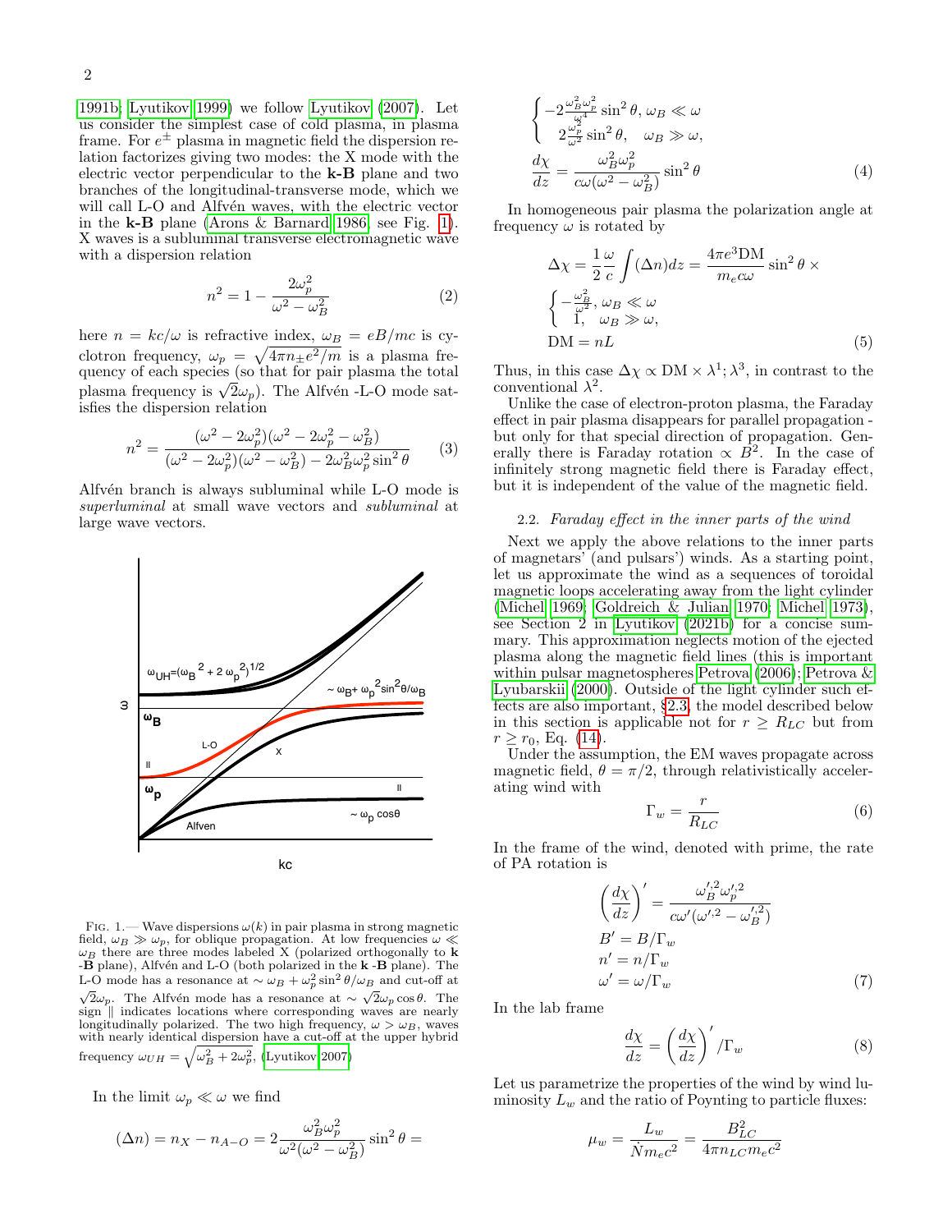1991b; Lyutikov 1999) we follow Lyutikov (2007). Let us consider the simplest case of cold plasma, in plasma frame. For $e^{\pm}$ plasma in magnetic field the dispersion relation factorizes giving two modes: the X mode with the electric vector perpendicular to the **k-B** plane and two branches of the longitudinal-transverse mode, which we will call L-O and Alfvén waves, with the electric vector in the **k-B** plane (Arons & Barnard 1986, see Fig. 1). X waves is a subluminal transverse electromagnetic wave with a dispersion relation

$$n^2 = 1 - \frac{2\omega_p^2}{\omega^2 - \omega_B^2} \tag{2}$$

here $n = kc/\omega$ is refractive index, $\omega_B = eB/mc$ is cyclotron frequency, $\omega_p = \sqrt{4\pi n_{\pm} e^2/m}$ is a plasma frequency of each species (so that for pair plasma the total plasma frequency is $\sqrt{2}\omega_p$). The Alfvén -L-O mode satisfies the dispersion relation

$$n^2 = \frac{(\omega^2 - 2\omega_p^2)(\omega^2 - 2\omega_p^2 - \omega_B^2)}{(\omega^2 - 2\omega_p^2)(\omega^2 - \omega_B^2) - 2\omega_B^2\omega_p^2 \sin^2\theta} \tag{3}$$

Alfvén branch is always subluminal while L-O mode is *superluminal* at small wave vectors and *subluminal* at large wave vectors.

FIG. 1.— Wave dispersions $\omega(k)$ in pair plasma in strong magnetic field, $\omega_B \gg \omega_p$, for oblique propagation. At low frequencies $\omega \ll \omega_B$ there are three modes labeled X (polarized orthogonally to **k** -**B** plane), Alfvén and L-O (both polarized in the **k** -**B** plane). The L-O mode has a resonance at $\sim \omega_B + \omega_p^2 \sin^2\theta/\omega_B$ and cut-off at $\sqrt{2}\omega_p$. The Alfvén mode has a resonance at $\sim \sqrt{2}\omega_p \cos\theta$. The sign $\parallel$ indicates locations where corresponding waves are nearly longitudinally polarized. The two high frequency, $\omega > \omega_B$, waves with nearly identical dispersion have a cut-off at the upper hybrid frequency $\omega_{UH} = \sqrt{\omega_B^2 + 2\omega_p^2}$, (Lyutikov 2007)

In the limit $\omega_p \ll \omega$ we find

$$(\Delta n) = n_X - n_{A-O} = 2\frac{\omega_B^2\omega_p^2}{\omega^2(\omega^2 - \omega_B^2)}\sin^2\theta =$$

$$\begin{cases} -2\frac{\omega_B^2\omega_p^2}{\omega^4}\sin^2\theta, & \omega_B \ll \omega \\ 2\frac{\omega_p^2}{\omega^2}\sin^2\theta, & \omega_B \gg \omega, \end{cases}$$

$$\frac{d\chi}{dz} = \frac{\omega_B^2\omega_p^2}{c\omega(\omega^2 - \omega_B^2)}\sin^2\theta \tag{4}$$

In homogeneous pair plasma the polarization angle at frequency $\omega$ is rotated by

$$\Delta\chi = \frac{1}{2}\frac{\omega}{c}\int(\Delta n)dz = \frac{4\pi e^3 \mathrm{DM}}{m_e c\omega}\sin^2\theta \times$$

$$\begin{cases} -\frac{\omega_B^2}{\omega^2}, & \omega_B \ll \omega \\ 1, & \omega_B \gg \omega, \end{cases}$$

$$\mathrm{DM} = nL \tag{5}$$

Thus, in this case $\Delta\chi \propto \mathrm{DM} \times \lambda^1; \lambda^3$, in contrast to the conventional $\lambda^2$.

Unlike the case of electron-proton plasma, the Faraday effect in pair plasma disappears for parallel propagation - but only for that special direction of propagation. Generally there is Faraday rotation $\propto B^2$. In the case of infinitely strong magnetic field there is Faraday effect, but it is independent of the value of the magnetic field.

### 2.2. *Faraday effect in the inner parts of the wind*

Next we apply the above relations to the inner parts of magnetars' (and pulsars') winds. As a starting point, let us approximate the wind as a sequences of toroidal magnetic loops accelerating away from the light cylinder (Michel 1969; Goldreich & Julian 1970; Michel 1973), see Section 2 in Lyutikov (2021b) for a concise summary. This approximation neglects motion of the ejected plasma along the magnetic field lines (this is important within pulsar magnetospheres Petrova (2006); Petrova & Lyubarskii (2000). Outside of the light cylinder such effects are also important, §2.3, the model described below in this section is applicable not for $r \geq R_{LC}$ but from $r \geq r_0$, Eq. (14).

Under the assumption, the EM waves propagate across magnetic field, $\theta = \pi/2$, through relativistically accelerating wind with

$$\Gamma_w = \frac{r}{R_{LC}} \tag{6}$$

In the frame of the wind, denoted with prime, the rate of PA rotation is

$$\left(\frac{d\chi}{dz}\right)' = \frac{\omega_B'^2\omega_p'^2}{c\omega'(\omega'^2 - \omega_B'^2)}$$

$$B' = B/\Gamma_w$$

$$n' = n/\Gamma_w$$

$$\omega' = \omega/\Gamma_w \tag{7}$$

In the lab frame

$$\frac{d\chi}{dz} = \left(\frac{d\chi}{dz}\right)'/\Gamma_w \tag{8}$$

Let us parametrize the properties of the wind by wind luminosity $L_w$ and the ratio of Poynting to particle fluxes:

$$\mu_w = \frac{L_w}{\dot{N} m_e c^2} = \frac{B_{LC}^2}{4\pi n_{LC} m_e c^2}$$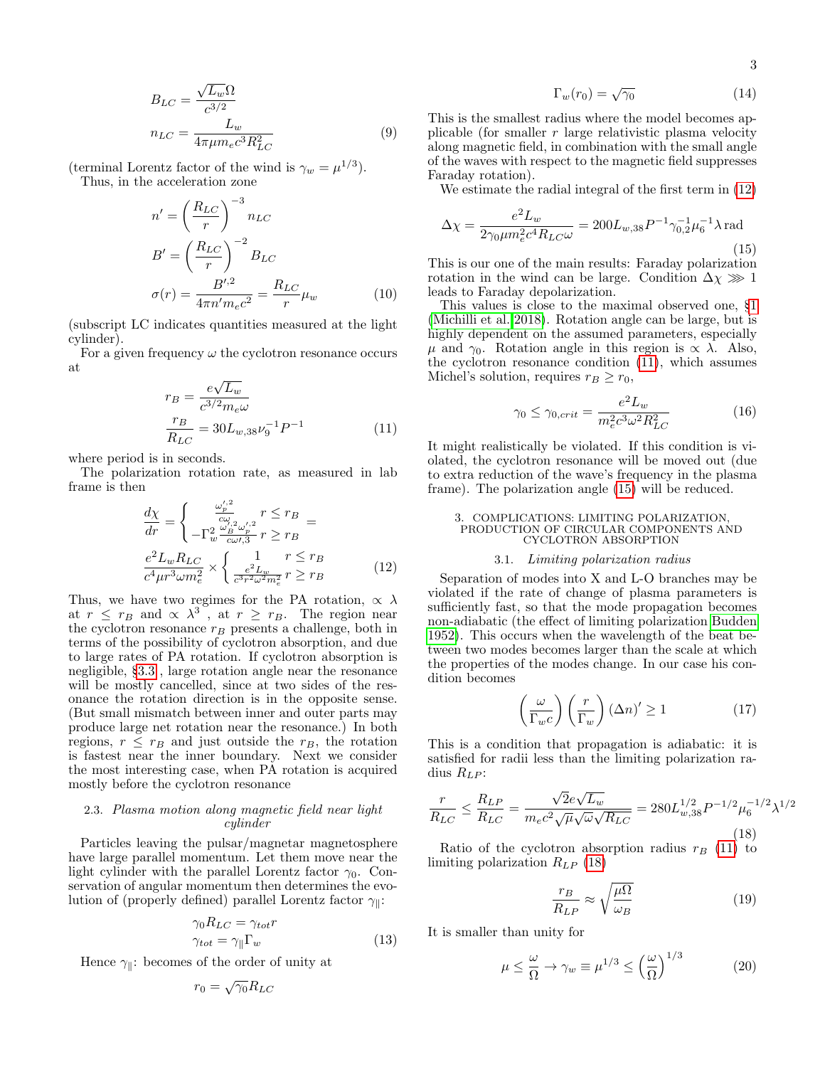$$
B_{LC} = \frac{\sqrt{L_w}\Omega}{c^{3/2}}
$$

$$
n_{LC} = \frac{L_w}{4\pi \mu m_e c^3 R_{LC}^2} \tag{9}
$$

(terminal Lorentz factor of the wind is $\gamma_w = \mu^{1/3}$).

Thus, in the acceleration zone

$$
n' = \left(\frac{R_{LC}}{r}\right)^{-3} n_{LC}
$$

$$
B' = \left(\frac{R_{LC}}{r}\right)^{-2} B_{LC}
$$

$$
\sigma(r) = \frac{B'^{,2}}{4\pi n' m_e c^2} = \frac{R_{LC}}{r}\mu_w \tag{10}
$$

(subscript LC indicates quantities measured at the light cylinder).

For a given frequency $\omega$ the cyclotron resonance occurs at

$$
r_B = \frac{e\sqrt{L_w}}{c^{3/2} m_e \omega}
$$

$$
\frac{r_B}{R_{LC}} = 30 L_{w,38} \nu_9^{-1} P^{-1} \tag{11}
$$

where period is in seconds.

The polarization rotation rate, as measured in lab frame is then

$$
\frac{d\chi}{dr} = \begin{cases} \frac{\omega_p'^{,2}}{c\omega} & r \leq r_B \\ -\Gamma_w^2 \frac{\omega_B'^{,2}\omega_p'^{,2}}{c\omega'^{,3}} & r \geq r_B \end{cases} =
$$

$$
\frac{e^2 L_w R_{LC}}{c^4 \mu r^3 \omega m_e^2} \times \begin{cases} 1 & r \leq r_B \\ \frac{e^2 L_w}{c^3 r^2 \omega^2 m_e^2} & r \geq r_B \end{cases} \tag{12}
$$

Thus, we have two regimes for the PA rotation, $\propto \lambda$ at $r \leq r_B$ and $\propto \lambda^3$ , at $r \geq r_B$. The region near the cyclotron resonance $r_B$ presents a challenge, both in terms of the possibility of cyclotron absorption, and due to large rates of PA rotation. If cyclotron absorption is negligible, §3.3 , large rotation angle near the resonance will be mostly cancelled, since at two sides of the resonance the rotation direction is in the opposite sense. (But small mismatch between inner and outer parts may produce large net rotation near the resonance.) In both regions, $r \leq r_B$ and just outside the $r_B$, the rotation is fastest near the inner boundary. Next we consider the most interesting case, when PA rotation is acquired mostly before the cyclotron resonance

### 2.3. *Plasma motion along magnetic field near light cylinder*

Particles leaving the pulsar/magnetar magnetosphere have large parallel momentum. Let them move near the light cylinder with the parallel Lorentz factor $\gamma_0$. Conservation of angular momentum then determines the evolution of (properly defined) parallel Lorentz factor $\gamma_\parallel$:

$$
\gamma_0 R_{LC} = \gamma_{tot} r
$$

$$
\gamma_{tot} = \gamma_\parallel \Gamma_w \tag{13}
$$

Hence $\gamma_\parallel$: becomes of the order of unity at

$$
r_0 = \sqrt{\gamma_0} R_{LC}
$$

$$
\Gamma_w(r_0) = \sqrt{\gamma_0} \tag{14}
$$

This is the smallest radius where the model becomes applicable (for smaller $r$ large relativistic plasma velocity along magnetic field, in combination with the small angle of the waves with respect to the magnetic field suppresses Faraday rotation).

We estimate the radial integral of the first term in (12)

$$
\Delta\chi = \frac{e^2 L_w}{2\gamma_0 \mu m_e^2 c^4 R_{LC}\omega} = 200 L_{w,38} P^{-1} \gamma_{0,2}^{-1} \mu_6^{-1} \lambda \,\mathrm{rad} \tag{15}
$$

This is our one of the main results: Faraday polarization rotation in the wind can be large. Condition $\Delta\chi \ggg 1$ leads to Faraday depolarization.

This values is close to the maximal observed one, §1 (Michilli et al. 2018). Rotation angle can be large, but is highly dependent on the assumed parameters, especially $\mu$ and $\gamma_0$. Rotation angle in this region is $\propto \lambda$. Also, the cyclotron resonance condition (11), which assumes Michel's solution, requires $r_B \geq r_0$,

$$
\gamma_0 \leq \gamma_{0,crit} = \frac{e^2 L_w}{m_e^2 c^3 \omega^2 R_{LC}^2} \tag{16}
$$

It might realistically be violated. If this condition is violated, the cyclotron resonance will be moved out (due to extra reduction of the wave's frequency in the plasma frame). The polarization angle (15) will be reduced.

## 3. COMPLICATIONS: LIMITING POLARIZATION, PRODUCTION OF CIRCULAR COMPONENTS AND CYCLOTRON ABSORPTION

### 3.1. *Limiting polarization radius*

Separation of modes into X and L-O branches may be violated if the rate of change of plasma parameters is sufficiently fast, so that the mode propagation becomes non-adiabatic (the effect of limiting polarization Budden 1952). This occurs when the wavelength of the beat between two modes becomes larger than the scale at which the properties of the modes change. In our case his condition becomes

$$
\left(\frac{\omega}{\Gamma_w c}\right)\left(\frac{r}{\Gamma_w}\right)(\Delta n)' \geq 1 \tag{17}
$$

This is a condition that propagation is adiabatic: it is satisfied for radii less than the limiting polarization radius $R_{LP}$:

$$
\frac{r}{R_{LC}} \leq \frac{R_{LP}}{R_{LC}} = \frac{\sqrt{2} e \sqrt{L_w}}{m_e c^2 \sqrt{\mu}\sqrt{\omega}\sqrt{R_{LC}}} = 280 L_{w,38}^{1/2} P^{-1/2} \mu_6^{-1/2} \lambda^{1/2} \tag{18}
$$

Ratio of the cyclotron absorption radius $r_B$ (11) to limiting polarization $R_{LP}$ (18)

$$
\frac{r_B}{R_{LP}} \approx \sqrt{\frac{\mu\Omega}{\omega_B}} \tag{19}
$$

It is smaller than unity for

$$
\mu \leq \frac{\omega}{\Omega} \rightarrow \gamma_w \equiv \mu^{1/3} \leq \left(\frac{\omega}{\Omega}\right)^{1/3} \tag{20}
$$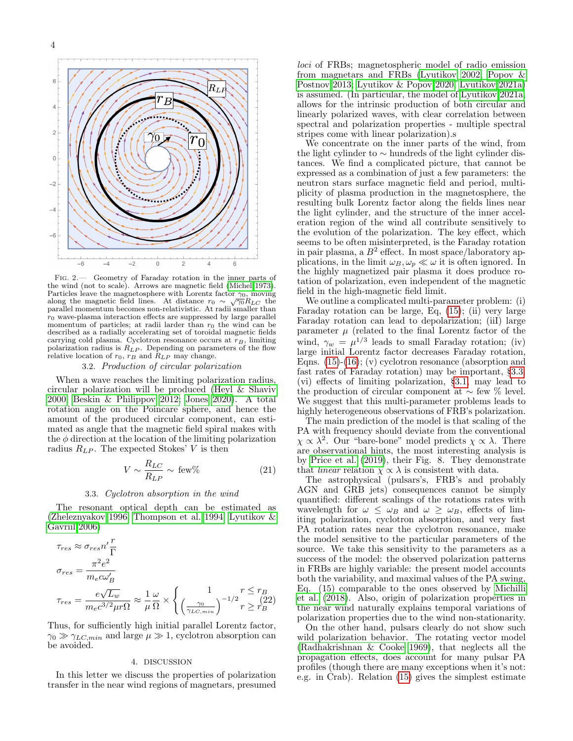FIG. 2.— Geometry of Faraday rotation in the inner parts of the wind (not to scale). Arrows are magnetic field (Michel 1973). Particles leave the magnetosphere with Lorentz factor $\gamma_0$, moving along the magnetic field lines. At distance $r_0 \sim \sqrt{\gamma_0} R_{LC}$ the parallel momentum becomes non-relativistic. At radii smaller than $r_0$ wave-plasma interaction effects are suppressed by large parallel momentum of particles; at radii larder than $r_0$ the wind can be described as a radially accelerating set of toroidal magnetic fields carrying cold plasma. Cyclotron resonance occurs at $r_B$, limiting polarization radius is $R_{LP}$. Depending on parameters of the flow relative location of $r_0$, $r_B$ and $R_{LP}$ may change.

### 3.2. *Production of circular polarization*

When a wave reaches the limiting polarization radius, circular polarization will be produced (Heyl & Shaviv 2000; Beskin & Philippov 2012; Jones 2020). A total rotation angle on the Poincare sphere, and hence the amount of the produced circular component, can estimated as angle that the magnetic field spiral makes with the $\phi$ direction at the location of the limiting polarization radius $R_{LP}$. The expected Stokes' $V$ is then

$$V \sim \frac{R_{LC}}{R_{LP}} \sim \text{few}\% \tag{21}$$

### 3.3. *Cyclotron absorption in the wind*

The resonant optical depth can be estimated as (Zheleznyakov 1996; Thompson et al. 1994; Lyutikov & Gavriil 2006)

$$
\begin{aligned}
\tau_{res} &\approx \sigma_{res} n' \frac{r}{\Gamma} \\
\sigma_{res} &= \frac{\pi^2 e^2}{m_e c \omega'_B} \\
\tau_{res} &= \frac{e\sqrt{L_w}}{m_e c^{3/2} \mu r \Omega} \approx \frac{1}{\mu}\frac{\omega}{\Omega} \times \left\{ \begin{array}{ll} 1 & r \leq r_B \\ \left(\frac{\gamma_0}{\gamma_{LC,min}}\right)^{-1/2} & r \geq r_B \end{array} \right.
\end{aligned} \tag{22}
$$

Thus, for sufficiently high initial parallel Lorentz factor, $\gamma_0 \gg \gamma_{LC,min}$ and large $\mu \gg 1$, cyclotron absorption can be avoided.

## 4. DISCUSSION

In this letter we discuss the properties of polarization transfer in the near wind regions of magnetars, presumed *loci* of FRBs; magnetospheric model of radio emission from magnetars and FRBs (Lyutikov 2002; Popov & Postnov 2013; Lyutikov & Popov 2020; Lyutikov 2021a) is assumed. (In particular, the model of Lyutikov 2021a, allows for the intrinsic production of both circular and linearly polarized waves, with clear correlation between spectral and polarization properties - multiple spectral stripes come with linear polarization).s

We concentrate on the inner parts of the wind, from the light cylinder to $\sim$ hundreds of the light cylinder distances. We find a complicated picture, that cannot be expressed as a combination of just a few parameters: the neutron stars surface magnetic field and period, multiplicity of plasma production in the magnetosphere, the resulting bulk Lorentz factor along the fields lines near the light cylinder, and the structure of the inner acceleration region of the wind all contribute sensitively to the evolution of the polarization. The key effect, which seems to be often misinterpreted, is the Faraday rotation in pair plasma, a $B^2$ effect. In most space/laboratory applications, in the limit $\omega_B, \omega_p \ll \omega$ it is often ignored. In the highly magnetized pair plasma it does produce rotation of polarization, even independent of the magnetic field in the high-magnetic field limit.

We outline a complicated multi-parameter problem: (i) Faraday rotation can be large, Eq. (15); (ii) very large Faraday rotation can lead to depolarization; (iiI) large parameter $\mu$ (related to the final Lorentz factor of the wind, $\gamma_w = \mu^{1/3}$ leads to small Faraday rotation; (iv) large initial Lorentz factor decreases Faraday rotation, Eqns. (15)-(16); (v) cyclotron resonance (absorption and fast rates of Faraday rotation) may be important, §3.3; (vi) effects of limiting polarization, §3.1, may lead to the production of circular component at $\sim$ few % level. We suggest that this multi-parameter problems leads to highly heterogeneous observations of FRB's polarization.

The main prediction of the model is that scaling of the PA with frequency should deviate from the conventional $\chi \propto \lambda^2$. Our "bare-bone" model predicts $\chi \propto \lambda$. There are observational hints, the most interesting analysis is by Price et al. (2019), their Fig. 8. They demonstrate that *linear* relation $\chi \propto \lambda$ is consistent with data.

The astrophysical (pulsars's, FRB's and probably AGN and GRB jets) consequences cannot be simply quantified: different scalings of the rotations rates with wavelength for $\omega \leq \omega_B$ and $\omega \geq \omega_B$, effects of limiting polarization, cyclotron absorption, and very fast PA rotation rates near the cyclotron resonance, make the model sensitive to the particular parameters of the source. We take this sensitivity to the parameters as a success of the model: the observed polarization patterns in FRBs are highly variable: the present model accounts both the variability, and maximal values of the PA swing, Eq. (15) comparable to the ones observed by Michilli et al. (2018). Also, origin of polarization properties in the near wind naturally explains temporal variations of polarization properties due to the wind non-stationarity.

On the other hand, pulsars clearly do not show such wild polarization behavior. The rotating vector model (Radhakrishnan & Cooke 1969), that neglects all the propagation effects, does account for many pulsar PA profiles (though there are many exceptions when it's not: e.g. in Crab). Relation (15) gives the simplest estimate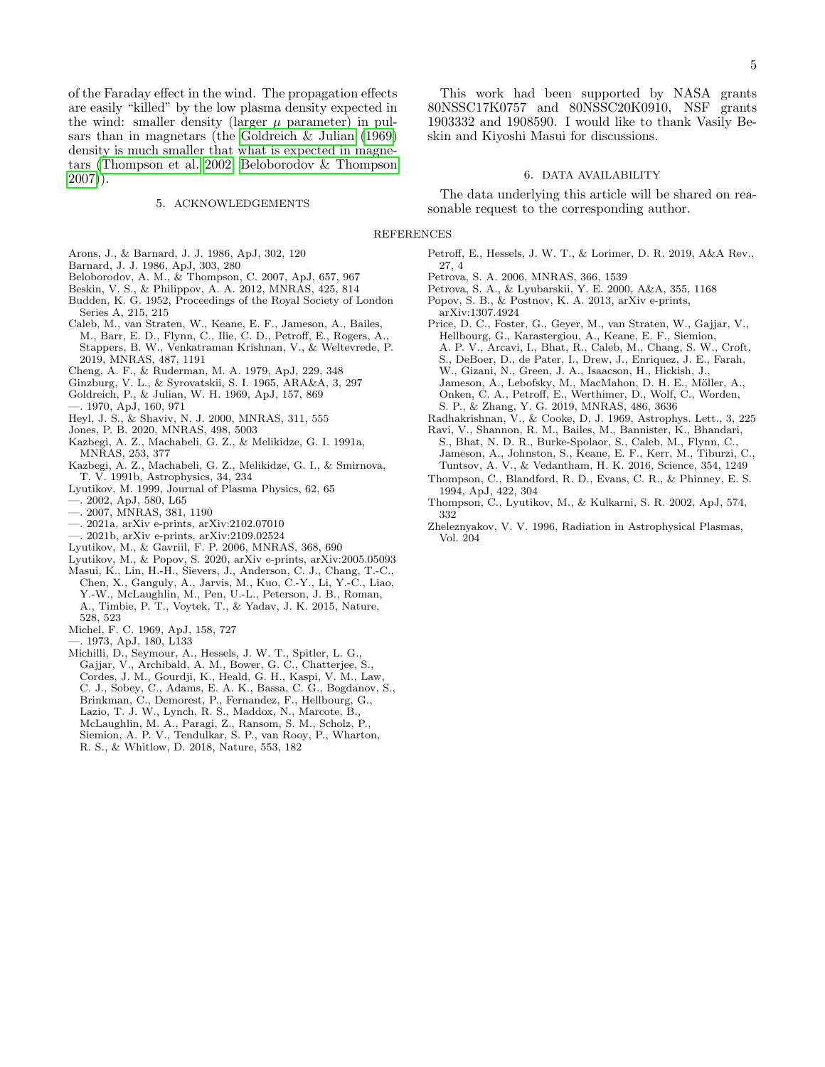of the Faraday effect in the wind. The propagation effects are easily "killed" by the low plasma density expected in the wind: smaller density (larger $\mu$ parameter) in pulsars than in magnetars (the Goldreich & Julian (1969) density is much smaller that what is expected in magnetars (Thompson et al. 2002; Beloborodov & Thompson 2007)).

## 5. ACKNOWLEDGEMENTS

This work had been supported by NASA grants 80NSSC17K0757 and 80NSSC20K0910, NSF grants 1903332 and 1908590. I would like to thank Vasily Beskin and Kiyoshi Masui for discussions.

## 6. DATA AVAILABILITY

The data underlying this article will be shared on reasonable request to the corresponding author.

## REFERENCES

Arons, J., & Barnard, J. J. 1986, ApJ, 302, 120

Barnard, J. J. 1986, ApJ, 303, 280

Beloborodov, A. M., & Thompson, C. 2007, ApJ, 657, 967

Beskin, V. S., & Philippov, A. A. 2012, MNRAS, 425, 814

Budden, K. G. 1952, Proceedings of the Royal Society of London Series A, 215, 215

Caleb, M., van Straten, W., Keane, E. F., Jameson, A., Bailes, M., Barr, E. D., Flynn, C., Ilie, C. D., Petroff, E., Rogers, A., Stappers, B. W., Venkatraman Krishnan, V., & Weltevrede, P. 2019, MNRAS, 487, 1191

Cheng, A. F., & Ruderman, M. A. 1979, ApJ, 229, 348

Ginzburg, V. L., & Syrovatskii, S. I. 1965, ARA&A, 3, 297

Goldreich, P., & Julian, W. H. 1969, ApJ, 157, 869

—. 1970, ApJ, 160, 971

Heyl, J. S., & Shaviv, N. J. 2000, MNRAS, 311, 555

Jones, P. B. 2020, MNRAS, 498, 5003

Kazbegi, A. Z., Machabeli, G. Z., & Melikidze, G. I. 1991a, MNRAS, 253, 377

Kazbegi, A. Z., Machabeli, G. Z., Melikidze, G. I., & Smirnova, T. V. 1991b, Astrophysics, 34, 234

Lyutikov, M. 1999, Journal of Plasma Physics, 62, 65

—. 2002, ApJ, 580, L65

—. 2007, MNRAS, 381, 1190

—. 2021a, arXiv e-prints, arXiv:2102.07010

—. 2021b, arXiv e-prints, arXiv:2109.02524

Lyutikov, M., & Gavriil, F. P. 2006, MNRAS, 368, 690

Lyutikov, M., & Popov, S. 2020, arXiv e-prints, arXiv:2005.05093

Masui, K., Lin, H.-H., Sievers, J., Anderson, C. J., Chang, T.-C., Chen, X., Ganguly, A., Jarvis, M., Kuo, C.-Y., Li, Y.-C., Liao, Y.-W., McLaughlin, M., Pen, U.-L., Peterson, J. B., Roman, A., Timbie, P. T., Voytek, T., & Yadav, J. K. 2015, Nature, 528, 523

Michel, F. C. 1969, ApJ, 158, 727

—. 1973, ApJ, 180, L133

Michilli, D., Seymour, A., Hessels, J. W. T., Spitler, L. G., Gajjar, V., Archibald, A. M., Bower, G. C., Chatterjee, S., Cordes, J. M., Gourdji, K., Heald, G. H., Kaspi, V. M., Law, C. J., Sobey, C., Adams, E. A. K., Bassa, C. G., Bogdanov, S., Brinkman, C., Demorest, P., Fernandez, F., Hellbourg, G., Lazio, T. J. W., Lynch, R. S., Maddox, N., Marcote, B., McLaughlin, M. A., Paragi, Z., Ransom, S. M., Scholz, P., Siemion, A. P. V., Tendulkar, S. P., van Rooy, P., Wharton, R. S., & Whitlow, D. 2018, Nature, 553, 182

Petroff, E., Hessels, J. W. T., & Lorimer, D. R. 2019, A&A Rev., 27, 4

Petrova, S. A. 2006, MNRAS, 366, 1539

Petrova, S. A., & Lyubarskii, Y. E. 2000, A&A, 355, 1168

Popov, S. B., & Postnov, K. A. 2013, arXiv e-prints, arXiv:1307.4924

Price, D. C., Foster, G., Geyer, M., van Straten, W., Gajjar, V., Hellbourg, G., Karastergiou, A., Keane, E. F., Siemion, A. P. V., Arcavi, I., Bhat, R., Caleb, M., Chang, S. W., Croft, S., DeBoer, D., de Pater, I., Drew, J., Enriquez, J. E., Farah, W., Gizani, N., Green, J. A., Isaacson, H., Hickish, J., Jameson, A., Lebofsky, M., MacMahon, D. H. E., Möller, A., Onken, C. A., Petroff, E., Werthimer, D., Wolf, C., Worden, S. P., & Zhang, Y. G. 2019, MNRAS, 486, 3636

Radhakrishnan, V., & Cooke, D. J. 1969, Astrophys. Lett., 3, 225

Ravi, V., Shannon, R. M., Bailes, M., Bannister, K., Bhandari, S., Bhat, N. D. R., Burke-Spolaor, S., Caleb, M., Flynn, C., Jameson, A., Johnston, S., Keane, E. F., Kerr, M., Tiburzi, C., Tuntsov, A. V., & Vedantham, H. K. 2016, Science, 354, 1249

Thompson, C., Blandford, R. D., Evans, C. R., & Phinney, E. S. 1994, ApJ, 422, 304

Thompson, C., Lyutikov, M., & Kulkarni, S. R. 2002, ApJ, 574, 332

Zheleznyakov, V. V. 1996, Radiation in Astrophysical Plasmas, Vol. 204